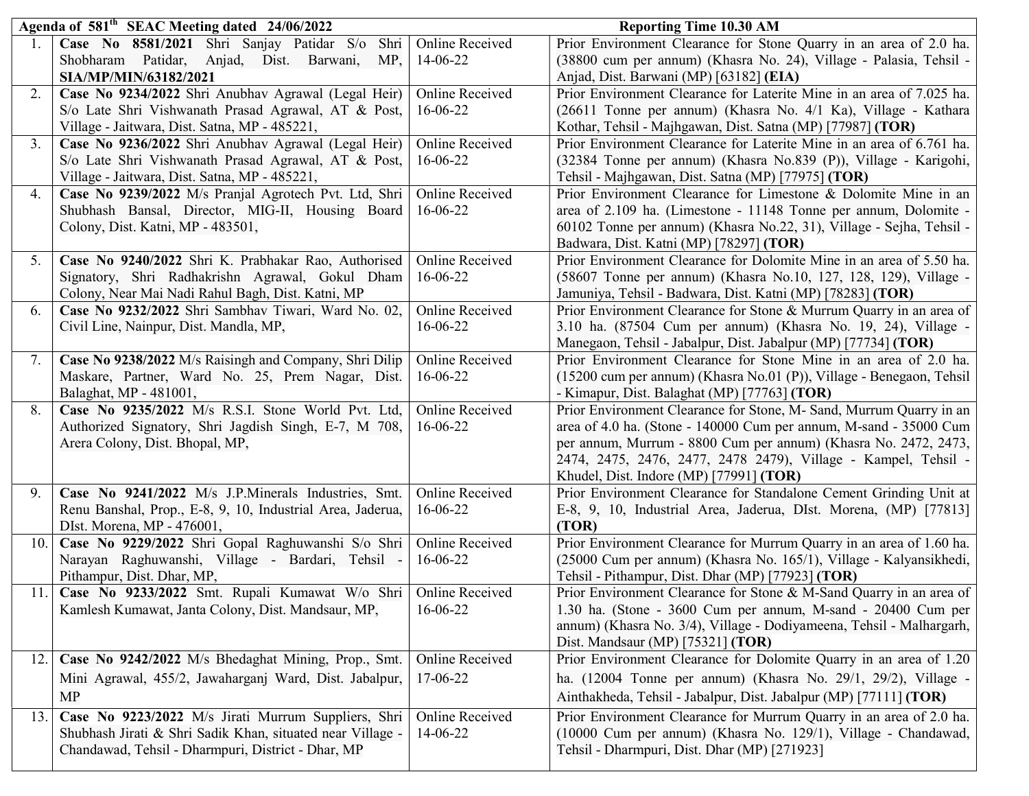| Agenda of 581th SEAC Meeting dated 24/06/2022 | | | Reporting Time 10.30 AM |
|---|---|---|---|
| 1. | **Case No 8581/2021** Shri Sanjay Patidar S/o Shri Shobharam Patidar, Anjad, Dist. Barwani, MP, **SIA/MP/MIN/63182/2021** | Online Received 14-06-22 | Prior Environment Clearance for Stone Quarry in an area of 2.0 ha. (38800 cum per annum) (Khasra No. 24), Village - Palasia, Tehsil - Anjad, Dist. Barwani (MP) [63182] **(EIA)** |
| 2. | **Case No 9234/2022** Shri Anubhav Agrawal (Legal Heir) S/o Late Shri Vishwanath Prasad Agrawal, AT & Post, Village - Jaitwara, Dist. Satna, MP - 485221, | Online Received 16-06-22 | Prior Environment Clearance for Laterite Mine in an area of 7.025 ha. (26611 Tonne per annum) (Khasra No. 4/1 Ka), Village - Kathara Kothar, Tehsil - Majhgawan, Dist. Satna (MP) [77987] **(TOR)** |
| 3. | **Case No 9236/2022** Shri Anubhav Agrawal (Legal Heir) S/o Late Shri Vishwanath Prasad Agrawal, AT & Post, Village - Jaitwara, Dist. Satna, MP - 485221, | Online Received 16-06-22 | Prior Environment Clearance for Laterite Mine in an area of 6.761 ha. (32384 Tonne per annum) (Khasra No.839 (P)), Village - Karigohi, Tehsil - Majhgawan, Dist. Satna (MP) [77975] **(TOR)** |
| 4. | **Case No 9239/2022** M/s Pranjal Agrotech Pvt. Ltd, Shri Shubhash Bansal, Director, MIG-II, Housing Board Colony, Dist. Katni, MP - 483501, | Online Received 16-06-22 | Prior Environment Clearance for Limestone & Dolomite Mine in an area of 2.109 ha. (Limestone - 11148 Tonne per annum, Dolomite - 60102 Tonne per annum) (Khasra No.22, 31), Village - Sejha, Tehsil - Badwara, Dist. Katni (MP) [78297] **(TOR)** |
| 5. | **Case No 9240/2022** Shri K. Prabhakar Rao, Authorised Signatory, Shri Radhakrishn Agrawal, Gokul Dham Colony, Near Mai Nadi Rahul Bagh, Dist. Katni, MP | Online Received 16-06-22 | Prior Environment Clearance for Dolomite Mine in an area of 5.50 ha. (58607 Tonne per annum) (Khasra No.10, 127, 128, 129), Village - Jamuniya, Tehsil - Badwara, Dist. Katni (MP) [78283] **(TOR)** |
| 6. | **Case No 9232/2022** Shri Sambhav Tiwari, Ward No. 02, Civil Line, Nainpur, Dist. Mandla, MP, | Online Received 16-06-22 | Prior Environment Clearance for Stone & Murrum Quarry in an area of 3.10 ha. (87504 Cum per annum) (Khasra No. 19, 24), Village - Manegaon, Tehsil - Jabalpur, Dist. Jabalpur (MP) [77734] **(TOR)** |
| 7. | **Case No 9238/2022** M/s Raisingh and Company, Shri Dilip Maskare, Partner, Ward No. 25, Prem Nagar, Dist. Balaghat, MP - 481001, | Online Received 16-06-22 | Prior Environment Clearance for Stone Mine in an area of 2.0 ha. (15200 cum per annum) (Khasra No.01 (P)), Village - Benegaon, Tehsil - Kimapur, Dist. Balaghat (MP) [77763] **(TOR)** |
| 8. | **Case No 9235/2022** M/s R.S.I. Stone World Pvt. Ltd, Authorized Signatory, Shri Jagdish Singh, E-7, M 708, Arera Colony, Dist. Bhopal, MP, | Online Received 16-06-22 | Prior Environment Clearance for Stone, M- Sand, Murrum Quarry in an area of 4.0 ha. (Stone - 140000 Cum per annum, M-sand - 35000 Cum per annum, Murrum - 8800 Cum per annum) (Khasra No. 2472, 2473, 2474, 2475, 2476, 2477, 2478 2479), Village - Kampel, Tehsil - Khudel, Dist. Indore (MP) [77991] **(TOR)** |
| 9. | **Case No 9241/2022** M/s J.P.Minerals Industries, Smt. Renu Banshal, Prop., E-8, 9, 10, Industrial Area, Jaderua, DIst. Morena, MP - 476001, | Online Received 16-06-22 | Prior Environment Clearance for Standalone Cement Grinding Unit at E-8, 9, 10, Industrial Area, Jaderua, DIst. Morena, (MP) [77813] **(TOR)** |
| 10. | **Case No 9229/2022** Shri Gopal Raghuwanshi S/o Shri Narayan Raghuwanshi, Village - Bardari, Tehsil - Pithampur, Dist. Dhar, MP, | Online Received 16-06-22 | Prior Environment Clearance for Murrum Quarry in an area of 1.60 ha. (25000 Cum per annum) (Khasra No. 165/1), Village - Kalyansikhedi, Tehsil - Pithampur, Dist. Dhar (MP) [77923] **(TOR)** |
| 11. | **Case No 9233/2022** Smt. Rupali Kumawat W/o Shri Kamlesh Kumawat, Janta Colony, Dist. Mandsaur, MP, | Online Received 16-06-22 | Prior Environment Clearance for Stone & M-Sand Quarry in an area of 1.30 ha. (Stone - 3600 Cum per annum, M-sand - 20400 Cum per annum) (Khasra No. 3/4), Village - Dodiyameena, Tehsil - Malhargarh, Dist. Mandsaur (MP) [75321] **(TOR)** |
| 12. | **Case No 9242/2022** M/s Bhedaghat Mining, Prop., Smt. Mini Agrawal, 455/2, Jawaharganj Ward, Dist. Jabalpur, MP | Online Received 17-06-22 | Prior Environment Clearance for Dolomite Quarry in an area of 1.20 ha. (12004 Tonne per annum) (Khasra No. 29/1, 29/2), Village - Ainthakheda, Tehsil - Jabalpur, Dist. Jabalpur (MP) [77111] **(TOR)** |
| 13. | **Case No 9223/2022** M/s Jirati Murrum Suppliers, Shri Shubhash Jirati & Shri Sadik Khan, situated near Village - Chandawad, Tehsil - Dharmpuri, District - Dhar, MP | Online Received 14-06-22 | Prior Environment Clearance for Murrum Quarry in an area of 2.0 ha. (10000 Cum per annum) (Khasra No. 129/1), Village - Chandawad, Tehsil - Dharmpuri, Dist. Dhar (MP) [271923] |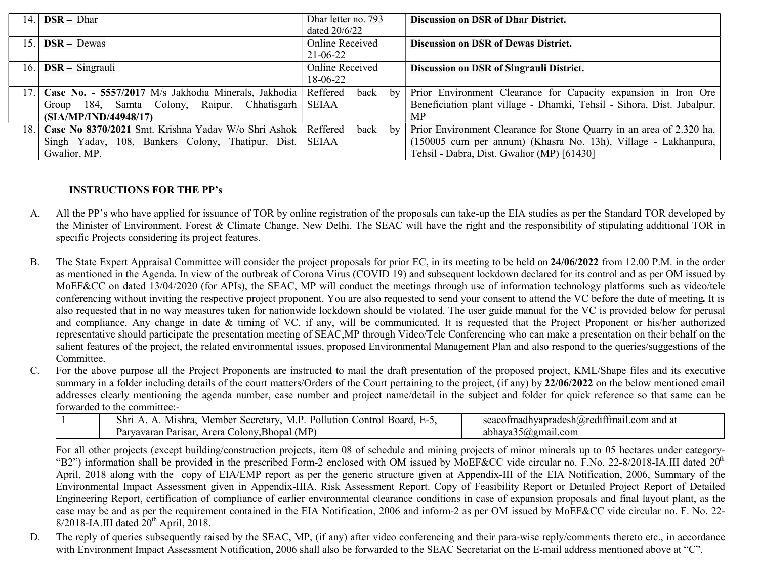| 14. | **DSR –** Dhar | Dhar letter no. 793 dated 20/6/22 | **Discussion on DSR of Dhar District.** |
|---|---|---|---|
| 15. | **DSR –** Dewas | Online Received 21-06-22 | **Discussion on DSR of Dewas District.** |
| 16. | **DSR –** Singrauli | Online Received 18-06-22 | **Discussion on DSR of Singrauli District.** |
| 17. | **Case No. - 5557/2017** M/s Jakhodia Minerals, Jakhodia Group 184, Samta Colony, Raipur, Chhatisgarh **(SIA/MP/IND/44948/17)** | Reffered back by SEIAA | Prior Environment Clearance for Capacity expansion in Iron Ore Beneficiation plant village - Dhamki, Tehsil - Sihora, Dist. Jabalpur, MP |
| 18. | **Case No 8370/2021** Smt. Krishna Yadav W/o Shri Ashok Singh Yadav, 108, Bankers Colony, Thatipur, Dist. Gwalior, MP, | Reffered back by SEIAA | Prior Environment Clearance for Stone Quarry in an area of 2.320 ha. (150005 cum per annum) (Khasra No. 13h), Village - Lakhanpura, Tehsil - Dabra, Dist. Gwalior (MP) [61430] |

**INSTRUCTIONS FOR THE PP's**

A. All the PP's who have applied for issuance of TOR by online registration of the proposals can take-up the EIA studies as per the Standard TOR developed by the Minister of Environment, Forest & Climate Change, New Delhi. The SEAC will have the right and the responsibility of stipulating additional TOR in specific Projects considering its project features.

B. The State Expert Appraisal Committee will consider the project proposals for prior EC, in its meeting to be held on **24/06/2022** from 12.00 P.M. in the order as mentioned in the Agenda. In view of the outbreak of Corona Virus (COVID 19) and subsequent lockdown declared for its control and as per OM issued by MoEF&CC on dated 13/04/2020 (for APIs), the SEAC, MP will conduct the meetings through use of information technology platforms such as video/tele conferencing without inviting the respective project proponent. You are also requested to send your consent to attend the VC before the date of meeting**.** It is also requested that in no way measures taken for nationwide lockdown should be violated. The user guide manual for the VC is provided below for perusal and compliance. Any change in date & timing of VC, if any, will be communicated. It is requested that the Project Proponent or his/her authorized representative should participate the presentation meeting of SEAC,MP through Video/Tele Conferencing who can make a presentation on their behalf on the salient features of the project, the related environmental issues, proposed Environmental Management Plan and also respond to the queries/suggestions of the Committee.

C. For the above purpose all the Project Proponents are instructed to mail the draft presentation of the proposed project, KML/Shape files and its executive summary in a folder including details of the court matters/Orders of the Court pertaining to the project, (if any) by **22/06/2022** on the below mentioned email addresses clearly mentioning the agenda number, case number and project name/detail in the subject and folder for quick reference so that same can be forwarded to the committee:-

| 1 | Shri A. A. Mishra, Member Secretary, M.P. Pollution Control Board, E-5, Paryavaran Parisar, Arera Colony,Bhopal (MP) | seacofmadhyapradesh@rediffmail.com and at abhaya35@gmail.com |
|---|---|---|

For all other projects (except building/construction projects, item 08 of schedule and mining projects of minor minerals up to 05 hectares under category-"B2") information shall be provided in the prescribed Form-2 enclosed with OM issued by MoEF&CC vide circular no. F.No. 22-8/2018-IA.III dated 20th April, 2018 along with the copy of EIA/EMP report as per the generic structure given at Appendix-III of the EIA Notification, 2006, Summary of the Environmental Impact Assessment given in Appendix-IIIA. Risk Assessment Report. Copy of Feasibility Report or Detailed Project Report of Detailed Engineering Report, certification of compliance of earlier environmental clearance conditions in case of expansion proposals and final layout plant, as the case may be and as per the requirement contained in the EIA Notification, 2006 and inform-2 as per OM issued by MoEF&CC vide circular no. F. No. 22-8/2018-IA.III dated 20th April, 2018.

D. The reply of queries subsequently raised by the SEAC, MP, (if any) after video conferencing and their para-wise reply/comments thereto etc., in accordance with Environment Impact Assessment Notification, 2006 shall also be forwarded to the SEAC Secretariat on the E-mail address mentioned above at "C".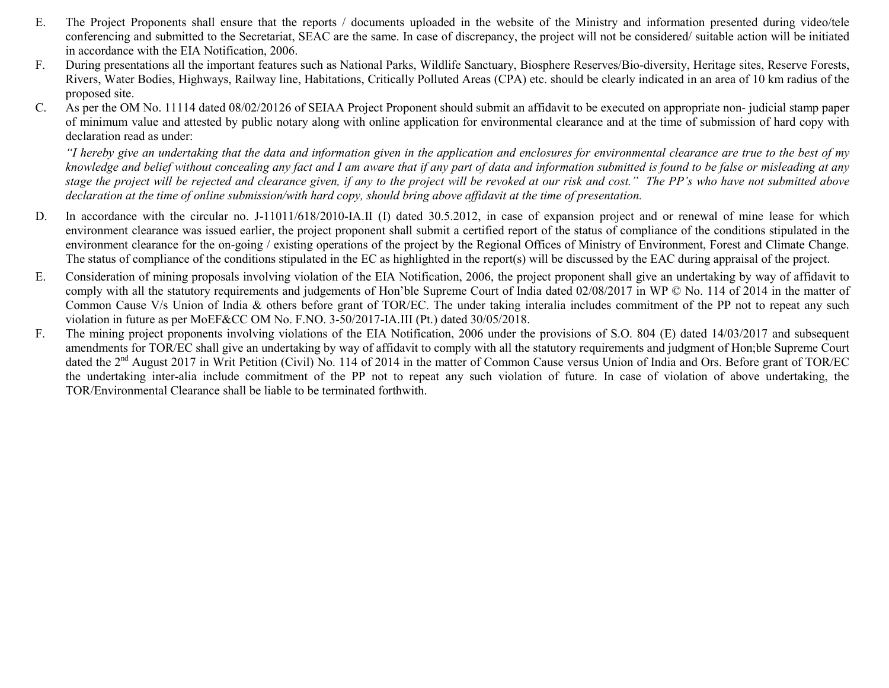E. The Project Proponents shall ensure that the reports / documents uploaded in the website of the Ministry and information presented during video/tele conferencing and submitted to the Secretariat, SEAC are the same. In case of discrepancy, the project will not be considered/ suitable action will be initiated in accordance with the EIA Notification, 2006.

F. During presentations all the important features such as National Parks, Wildlife Sanctuary, Biosphere Reserves/Bio-diversity, Heritage sites, Reserve Forests, Rivers, Water Bodies, Highways, Railway line, Habitations, Critically Polluted Areas (CPA) etc. should be clearly indicated in an area of 10 km radius of the proposed site.

C. As per the OM No. 11114 dated 08/02/20126 of SEIAA Project Proponent should submit an affidavit to be executed on appropriate non- judicial stamp paper of minimum value and attested by public notary along with online application for environmental clearance and at the time of submission of hard copy with declaration read as under:

*"I hereby give an undertaking that the data and information given in the application and enclosures for environmental clearance are true to the best of my knowledge and belief without concealing any fact and I am aware that if any part of data and information submitted is found to be false or misleading at any stage the project will be rejected and clearance given, if any to the project will be revoked at our risk and cost." The PP's who have not submitted above declaration at the time of online submission/with hard copy, should bring above affidavit at the time of presentation.*

D. In accordance with the circular no. J-11011/618/2010-IA.II (I) dated 30.5.2012, in case of expansion project and or renewal of mine lease for which environment clearance was issued earlier, the project proponent shall submit a certified report of the status of compliance of the conditions stipulated in the environment clearance for the on-going / existing operations of the project by the Regional Offices of Ministry of Environment, Forest and Climate Change. The status of compliance of the conditions stipulated in the EC as highlighted in the report(s) will be discussed by the EAC during appraisal of the project.

E. Consideration of mining proposals involving violation of the EIA Notification, 2006, the project proponent shall give an undertaking by way of affidavit to comply with all the statutory requirements and judgements of Hon'ble Supreme Court of India dated 02/08/2017 in WP © No. 114 of 2014 in the matter of Common Cause V/s Union of India & others before grant of TOR/EC. The under taking interalia includes commitment of the PP not to repeat any such violation in future as per MoEF&CC OM No. F.NO. 3-50/2017-IA.III (Pt.) dated 30/05/2018.

F. The mining project proponents involving violations of the EIA Notification, 2006 under the provisions of S.O. 804 (E) dated 14/03/2017 and subsequent amendments for TOR/EC shall give an undertaking by way of affidavit to comply with all the statutory requirements and judgment of Hon;ble Supreme Court dated the 2nd August 2017 in Writ Petition (Civil) No. 114 of 2014 in the matter of Common Cause versus Union of India and Ors. Before grant of TOR/EC the undertaking inter-alia include commitment of the PP not to repeat any such violation of future. In case of violation of above undertaking, the TOR/Environmental Clearance shall be liable to be terminated forthwith.